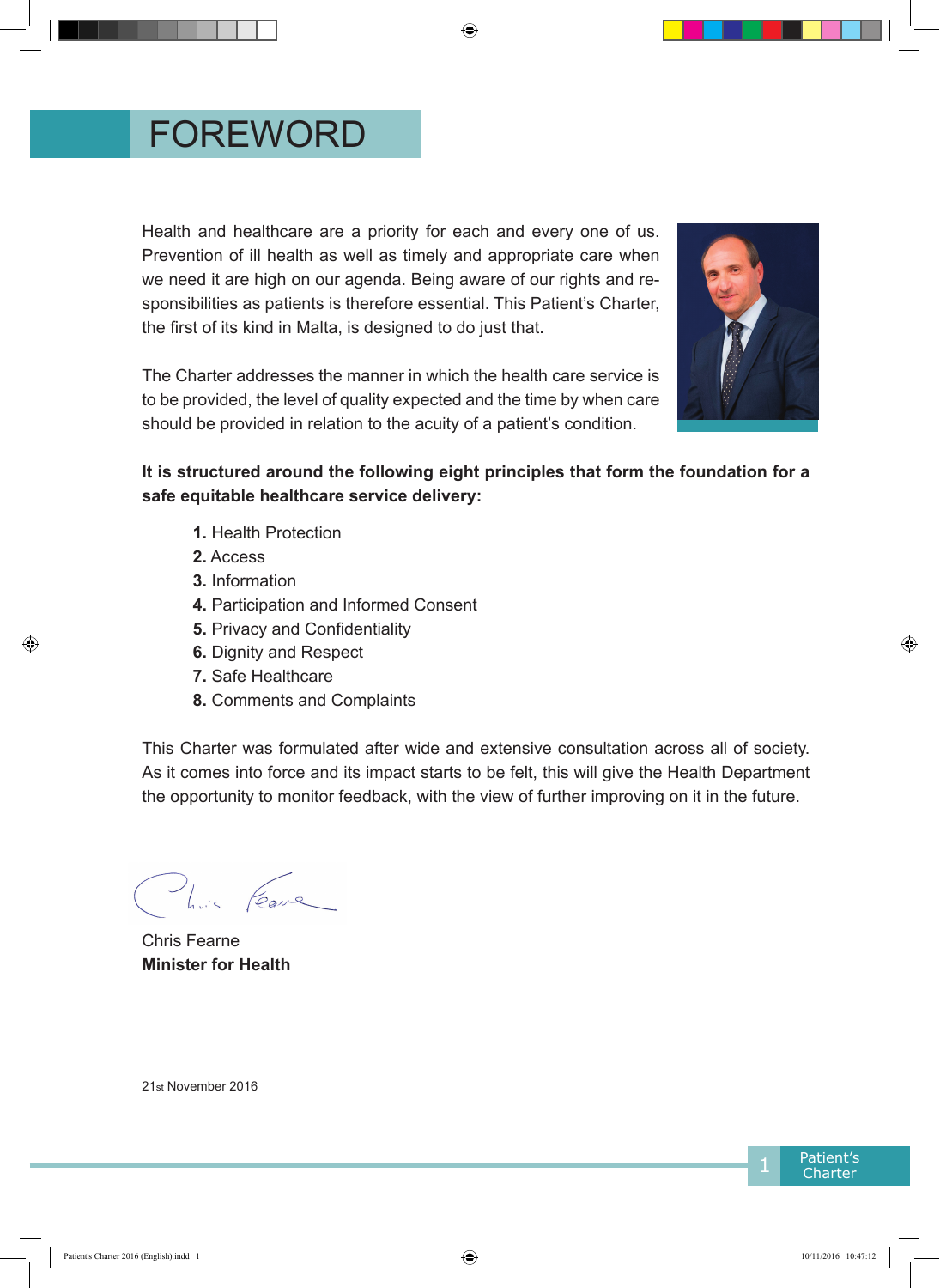# FOREWORD

Health and healthcare are a priority for each and every one of us. Prevention of ill health as well as timely and appropriate care when we need it are high on our agenda. Being aware of our rights and responsibilities as patients is therefore essential. This Patient's Charter, the first of its kind in Malta, is designed to do just that.

The Charter addresses the manner in which the health care service is to be provided, the level of quality expected and the time by when care should be provided in relation to the acuity of a patient's condition.

**It is structured around the following eight principles that form the foundation for a safe equitable healthcare service delivery:**

1. Health Protection
2. Access
3. Information
4. Participation and Informed Consent
5. Privacy and Confidentiality
6. Dignity and Respect
7. Safe Healthcare
8. Comments and Complaints

This Charter was formulated after wide and extensive consultation across all of society. As it comes into force and its impact starts to be felt, this will give the Health Department the opportunity to monitor feedback, with the view of further improving on it in the future.

Chris Fearne
**Minister for Health**

21st November 2016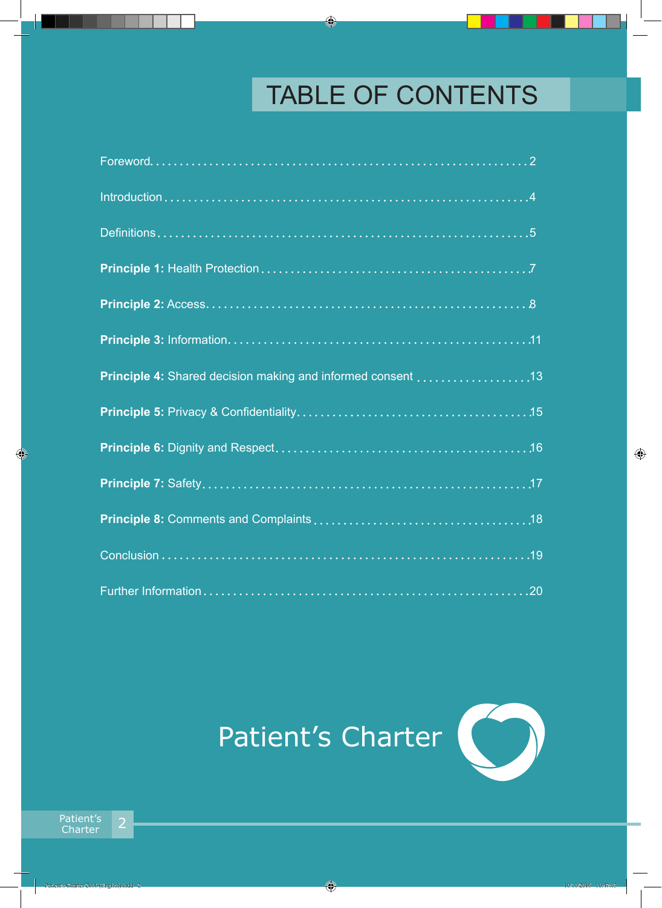# TABLE OF CONTENTS

Foreword ........................................................ 2

Introduction ........................................................ 4

Definitions ........................................................ 5

**Principle 1:** Health Protection ........................................................ 7

**Principle 2:** Access ........................................................ 8

**Principle 3:** Information ........................................................ 11

**Principle 4:** Shared decision making and informed consent ........................................................ 13

**Principle 5:** Privacy & Confidentiality ........................................................ 15

**Principle 6:** Dignity and Respect ........................................................ 16

**Principle 7:** Safety ........................................................ 17

**Principle 8:** Comments and Complaints ........................................................ 18

Conclusion ........................................................ 19

Further Information ........................................................ 20

Patient's Charter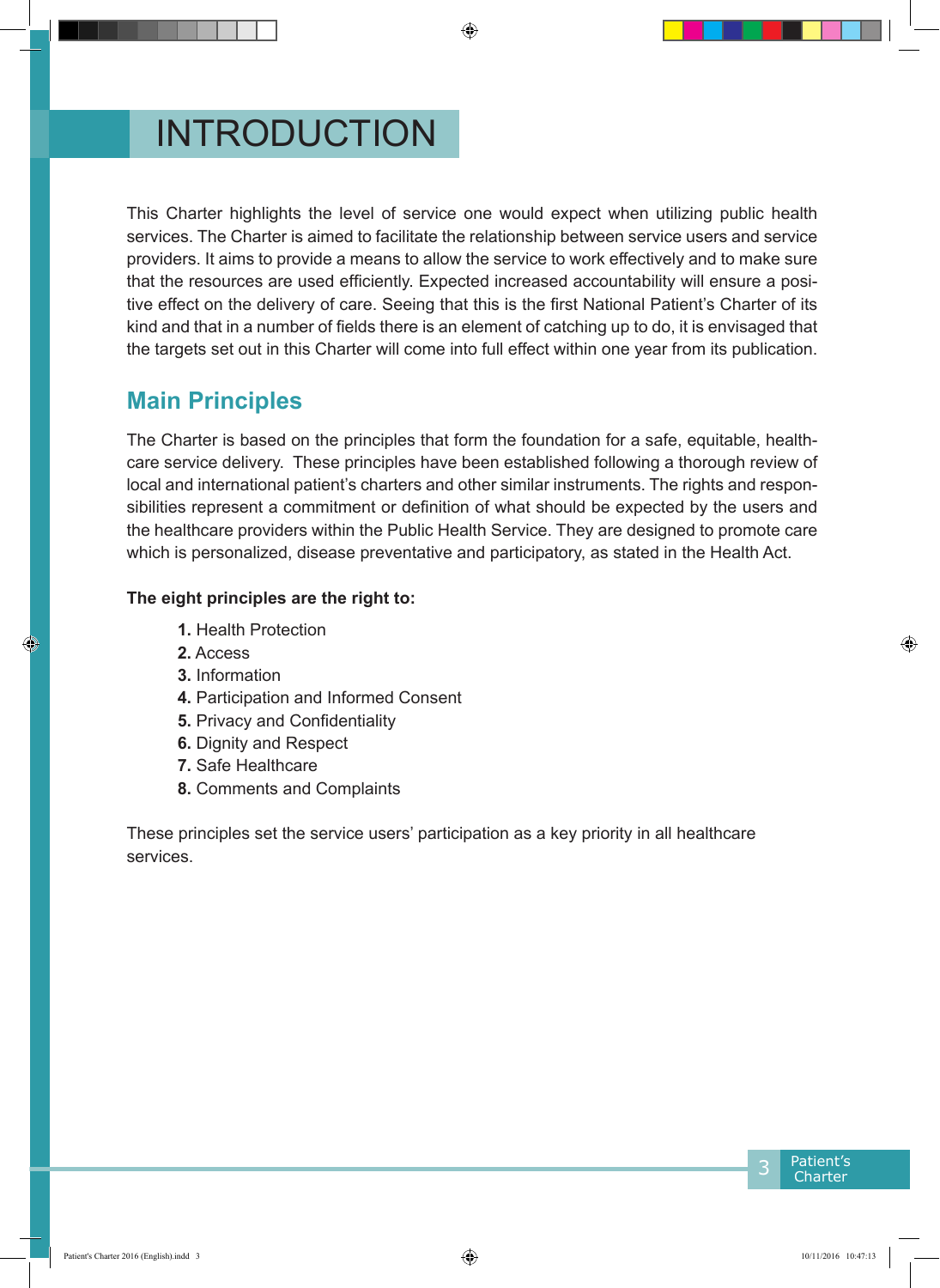# INTRODUCTION

This Charter highlights the level of service one would expect when utilizing public health services. The Charter is aimed to facilitate the relationship between service users and service providers. It aims to provide a means to allow the service to work effectively and to make sure that the resources are used efficiently. Expected increased accountability will ensure a positive effect on the delivery of care. Seeing that this is the first National Patient's Charter of its kind and that in a number of fields there is an element of catching up to do, it is envisaged that the targets set out in this Charter will come into full effect within one year from its publication.

## Main Principles

The Charter is based on the principles that form the foundation for a safe, equitable, healthcare service delivery. These principles have been established following a thorough review of local and international patient's charters and other similar instruments. The rights and responsibilities represent a commitment or definition of what should be expected by the users and the healthcare providers within the Public Health Service. They are designed to promote care which is personalized, disease preventative and participatory, as stated in the Health Act.

**The eight principles are the right to:**

1. Health Protection
2. Access
3. Information
4. Participation and Informed Consent
5. Privacy and Confidentiality
6. Dignity and Respect
7. Safe Healthcare
8. Comments and Complaints

These principles set the service users' participation as a key priority in all healthcare services.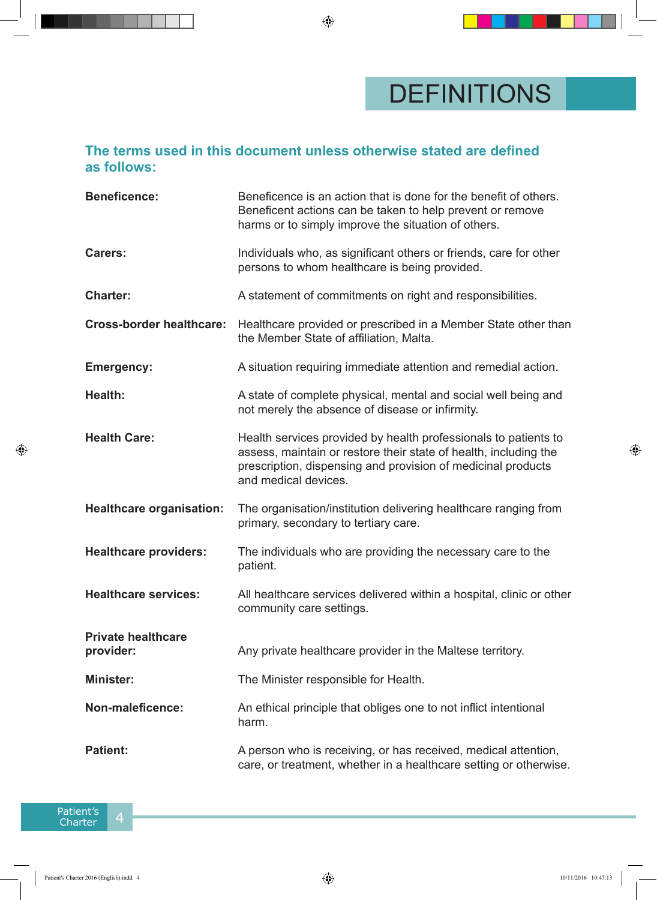# DEFINITIONS

## The terms used in this document unless otherwise stated are defined as follows:

| Term | Definition |
|---|---|
| **Beneficence:** | Beneficence is an action that is done for the benefit of others. Beneficent actions can be taken to help prevent or remove harms or to simply improve the situation of others. |
| **Carers:** | Individuals who, as significant others or friends, care for other persons to whom healthcare is being provided. |
| **Charter:** | A statement of commitments on right and responsibilities. |
| **Cross-border healthcare:** | Healthcare provided or prescribed in a Member State other than the Member State of affiliation, Malta. |
| **Emergency:** | A situation requiring immediate attention and remedial action. |
| **Health:** | A state of complete physical, mental and social well being and not merely the absence of disease or infirmity. |
| **Health Care:** | Health services provided by health professionals to patients to assess, maintain or restore their state of health, including the prescription, dispensing and provision of medicinal products and medical devices. |
| **Healthcare organisation:** | The organisation/institution delivering healthcare ranging from primary, secondary to tertiary care. |
| **Healthcare providers:** | The individuals who are providing the necessary care to the patient. |
| **Healthcare services:** | All healthcare services delivered within a hospital, clinic or other community care settings. |
| **Private healthcare provider:** | Any private healthcare provider in the Maltese territory. |
| **Minister:** | The Minister responsible for Health. |
| **Non-maleficence:** | An ethical principle that obliges one to not inflict intentional harm. |
| **Patient:** | A person who is receiving, or has received, medical attention, care, or treatment, whether in a healthcare setting or otherwise. |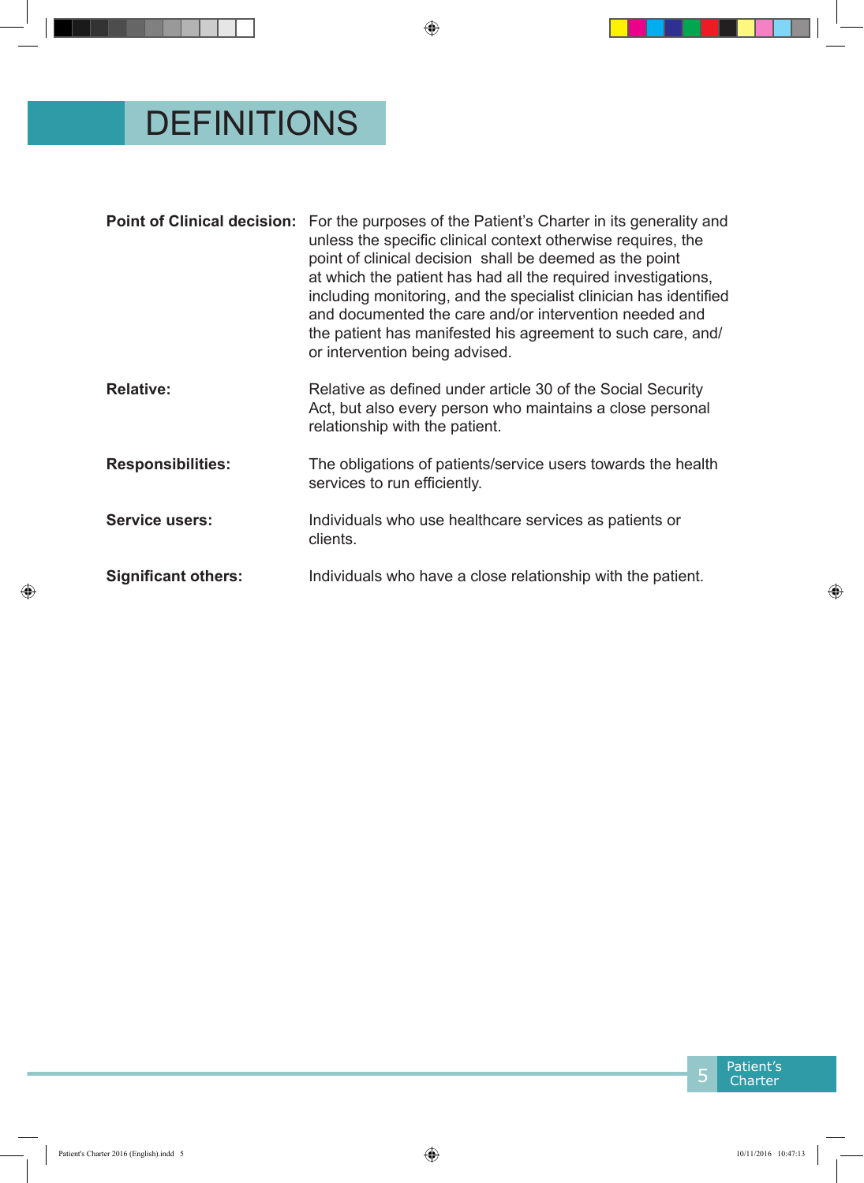# DEFINITIONS

**Point of Clinical decision:** For the purposes of the Patient's Charter in its generality and unless the specific clinical context otherwise requires, the point of clinical decision shall be deemed as the point at which the patient has had all the required investigations, including monitoring, and the specialist clinician has identified and documented the care and/or intervention needed and the patient has manifested his agreement to such care, and/or intervention being advised.

**Relative:** Relative as defined under article 30 of the Social Security Act, but also every person who maintains a close personal relationship with the patient.

**Responsibilities:** The obligations of patients/service users towards the health services to run efficiently.

**Service users:** Individuals who use healthcare services as patients or clients.

**Significant others:** Individuals who have a close relationship with the patient.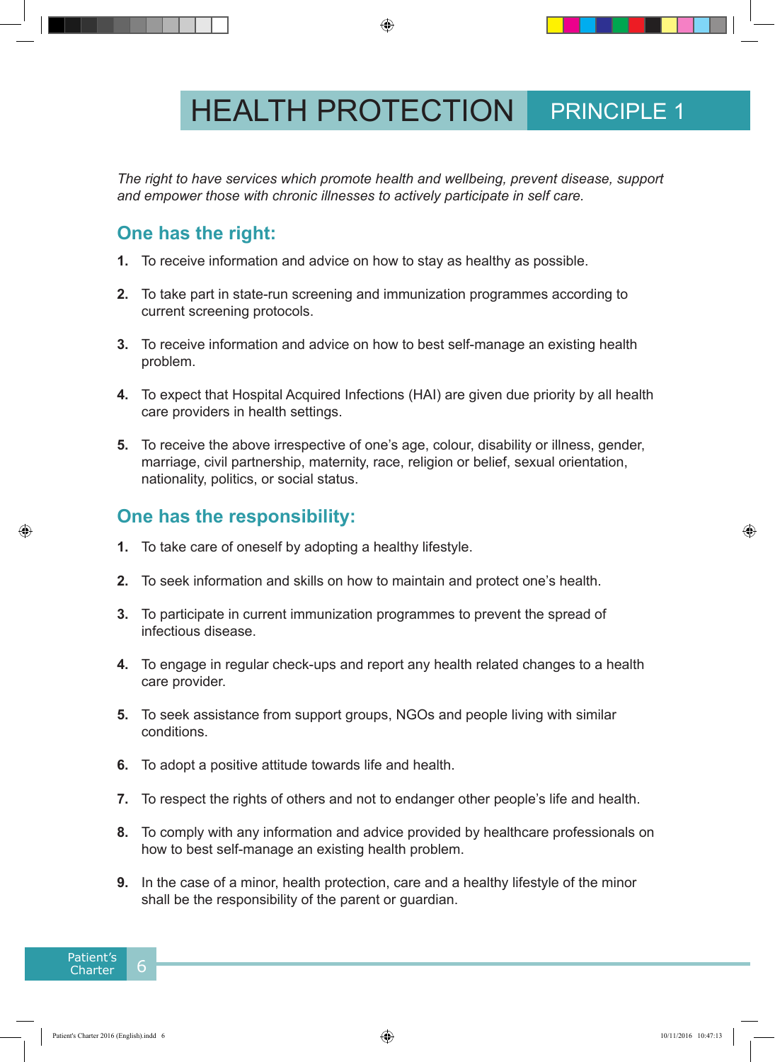# HEALTH PROTECTION PRINCIPLE 1

*The right to have services which promote health and wellbeing, prevent disease, support and empower those with chronic illnesses to actively participate in self care.*

## One has the right:

1. To receive information and advice on how to stay as healthy as possible.

2. To take part in state-run screening and immunization programmes according to current screening protocols.

3. To receive information and advice on how to best self-manage an existing health problem.

4. To expect that Hospital Acquired Infections (HAI) are given due priority by all health care providers in health settings.

5. To receive the above irrespective of one's age, colour, disability or illness, gender, marriage, civil partnership, maternity, race, religion or belief, sexual orientation, nationality, politics, or social status.

## One has the responsibility:

1. To take care of oneself by adopting a healthy lifestyle.

2. To seek information and skills on how to maintain and protect one's health.

3. To participate in current immunization programmes to prevent the spread of infectious disease.

4. To engage in regular check-ups and report any health related changes to a health care provider.

5. To seek assistance from support groups, NGOs and people living with similar conditions.

6. To adopt a positive attitude towards life and health.

7. To respect the rights of others and not to endanger other people's life and health.

8. To comply with any information and advice provided by healthcare professionals on how to best self-manage an existing health problem.

9. In the case of a minor, health protection, care and a healthy lifestyle of the minor shall be the responsibility of the parent or guardian.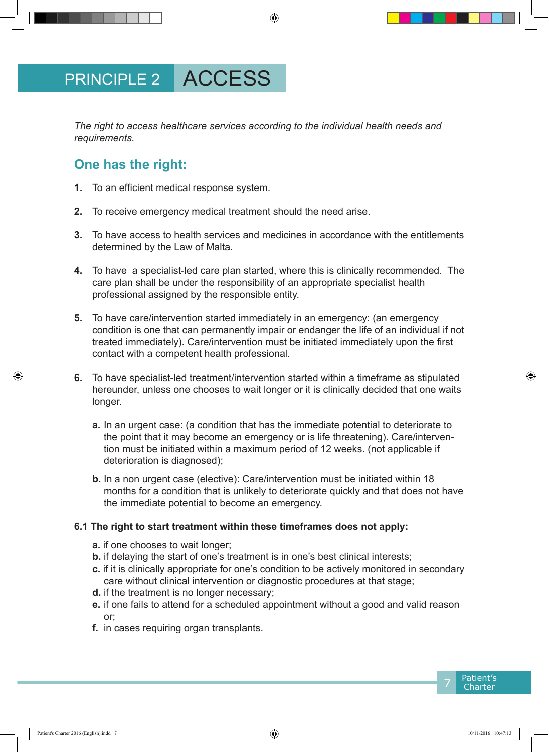# PRINCIPLE 2 ACCESS

*The right to access healthcare services according to the individual health needs and requirements.*

## One has the right:

1. To an efficient medical response system.

2. To receive emergency medical treatment should the need arise.

3. To have access to health services and medicines in accordance with the entitlements determined by the Law of Malta.

4. To have a specialist-led care plan started, where this is clinically recommended. The care plan shall be under the responsibility of an appropriate specialist health professional assigned by the responsible entity.

5. To have care/intervention started immediately in an emergency: (an emergency condition is one that can permanently impair or endanger the life of an individual if not treated immediately). Care/intervention must be initiated immediately upon the first contact with a competent health professional.

6. To have specialist-led treatment/intervention started within a timeframe as stipulated hereunder, unless one chooses to wait longer or it is clinically decided that one waits longer.

   **a.** In an urgent case: (a condition that has the immediate potential to deteriorate to the point that it may become an emergency or is life threatening). Care/intervention must be initiated within a maximum period of 12 weeks. (not applicable if deterioration is diagnosed);

   **b.** In a non urgent case (elective): Care/intervention must be initiated within 18 months for a condition that is unlikely to deteriorate quickly and that does not have the immediate potential to become an emergency.

**6.1 The right to start treatment within these timeframes does not apply:**

**a.** if one chooses to wait longer;
**b.** if delaying the start of one's treatment is in one's best clinical interests;
**c.** if it is clinically appropriate for one's condition to be actively monitored in secondary care without clinical intervention or diagnostic procedures at that stage;
**d.** if the treatment is no longer necessary;
**e.** if one fails to attend for a scheduled appointment without a good and valid reason or;
**f.** in cases requiring organ transplants.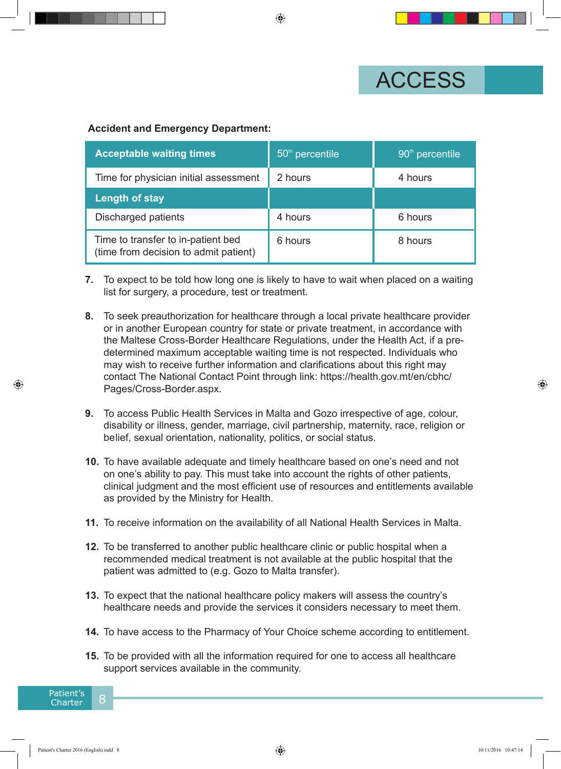# ACCESS

**Accident and Emergency Department:**

| **Acceptable waiting times** | 50th percentile | 90th percentile |
|---|---|---|
| Time for physician initial assessment | 2 hours | 4 hours |
| **Length of stay** | | |
| Discharged patients | 4 hours | 6 hours |
| Time to transfer to in-patient bed (time from decision to admit patient) | 6 hours | 8 hours |

**7.** To expect to be told how long one is likely to have to wait when placed on a waiting list for surgery, a procedure, test or treatment.

**8.** To seek preauthorization for healthcare through a local private healthcare provider or in another European country for state or private treatment, in accordance with the Maltese Cross-Border Healthcare Regulations, under the Health Act, if a pre-determined maximum acceptable waiting time is not respected. Individuals who may wish to receive further information and clarifications about this right may contact The National Contact Point through link: https://health.gov.mt/en/cbhc/Pages/Cross-Border.aspx.

**9.** To access Public Health Services in Malta and Gozo irrespective of age, colour, disability or illness, gender, marriage, civil partnership, maternity, race, religion or belief, sexual orientation, nationality, politics, or social status.

**10.** To have available adequate and timely healthcare based on one's need and not on one's ability to pay. This must take into account the rights of other patients, clinical judgment and the most efficient use of resources and entitlements available as provided by the Ministry for Health.

**11.** To receive information on the availability of all National Health Services in Malta.

**12.** To be transferred to another public healthcare clinic or public hospital when a recommended medical treatment is not available at the public hospital that the patient was admitted to (e.g. Gozo to Malta transfer).

**13.** To expect that the national healthcare policy makers will assess the country's healthcare needs and provide the services it considers necessary to meet them.

**14.** To have access to the Pharmacy of Your Choice scheme according to entitlement.

**15.** To be provided with all the information required for one to access all healthcare support services available in the community.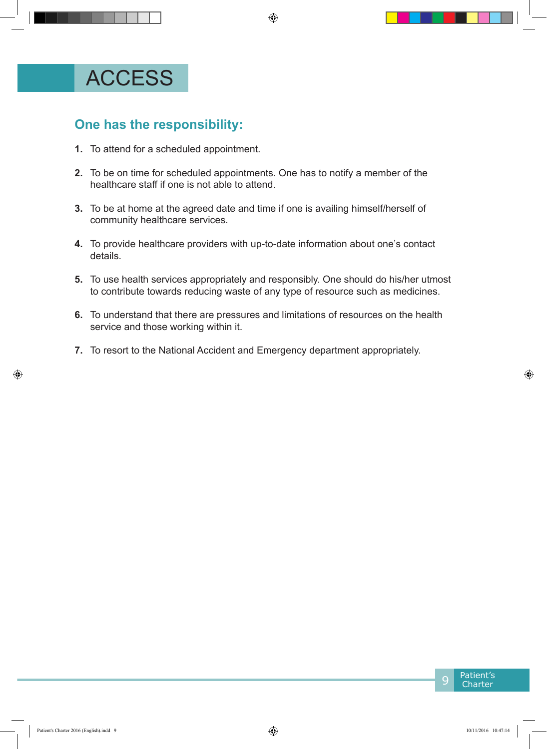# ACCESS

## One has the responsibility:

1. To attend for a scheduled appointment.
2. To be on time for scheduled appointments. One has to notify a member of the healthcare staff if one is not able to attend.
3. To be at home at the agreed date and time if one is availing himself/herself of community healthcare services.
4. To provide healthcare providers with up-to-date information about one's contact details.
5. To use health services appropriately and responsibly. One should do his/her utmost to contribute towards reducing waste of any type of resource such as medicines.
6. To understand that there are pressures and limitations of resources on the health service and those working within it.
7. To resort to the National Accident and Emergency department appropriately.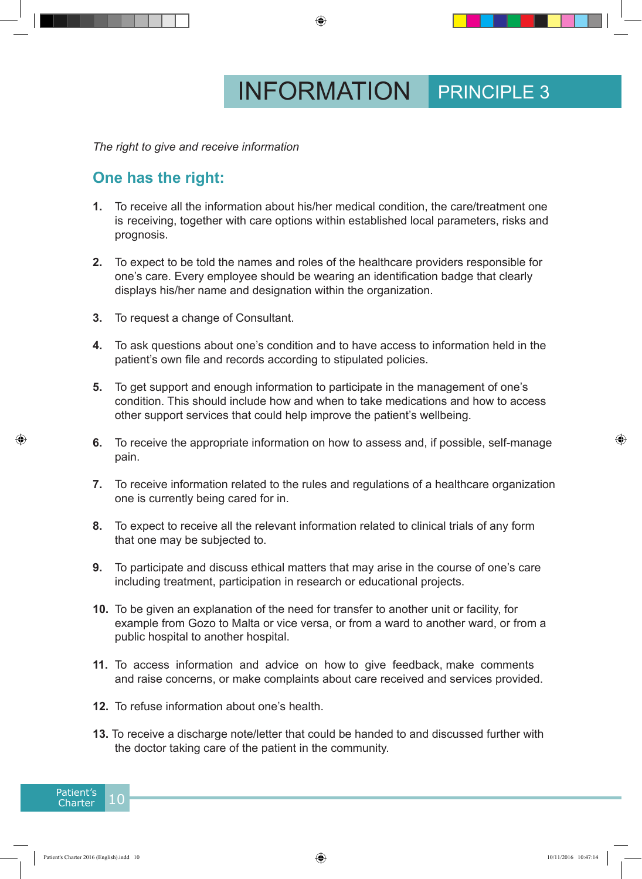# INFORMATION PRINCIPLE 3

*The right to give and receive information*

## One has the right:

1. To receive all the information about his/her medical condition, the care/treatment one is receiving, together with care options within established local parameters, risks and prognosis.

2. To expect to be told the names and roles of the healthcare providers responsible for one's care. Every employee should be wearing an identification badge that clearly displays his/her name and designation within the organization.

3. To request a change of Consultant.

4. To ask questions about one's condition and to have access to information held in the patient's own file and records according to stipulated policies.

5. To get support and enough information to participate in the management of one's condition. This should include how and when to take medications and how to access other support services that could help improve the patient's wellbeing.

6. To receive the appropriate information on how to assess and, if possible, self-manage pain.

7. To receive information related to the rules and regulations of a healthcare organization one is currently being cared for in.

8. To expect to receive all the relevant information related to clinical trials of any form that one may be subjected to.

9. To participate and discuss ethical matters that may arise in the course of one's care including treatment, participation in research or educational projects.

10. To be given an explanation of the need for transfer to another unit or facility, for example from Gozo to Malta or vice versa, or from a ward to another ward, or from a public hospital to another hospital.

11. To access information and advice on how to give feedback, make comments and raise concerns, or make complaints about care received and services provided.

12. To refuse information about one's health.

13. To receive a discharge note/letter that could be handed to and discussed further with the doctor taking care of the patient in the community.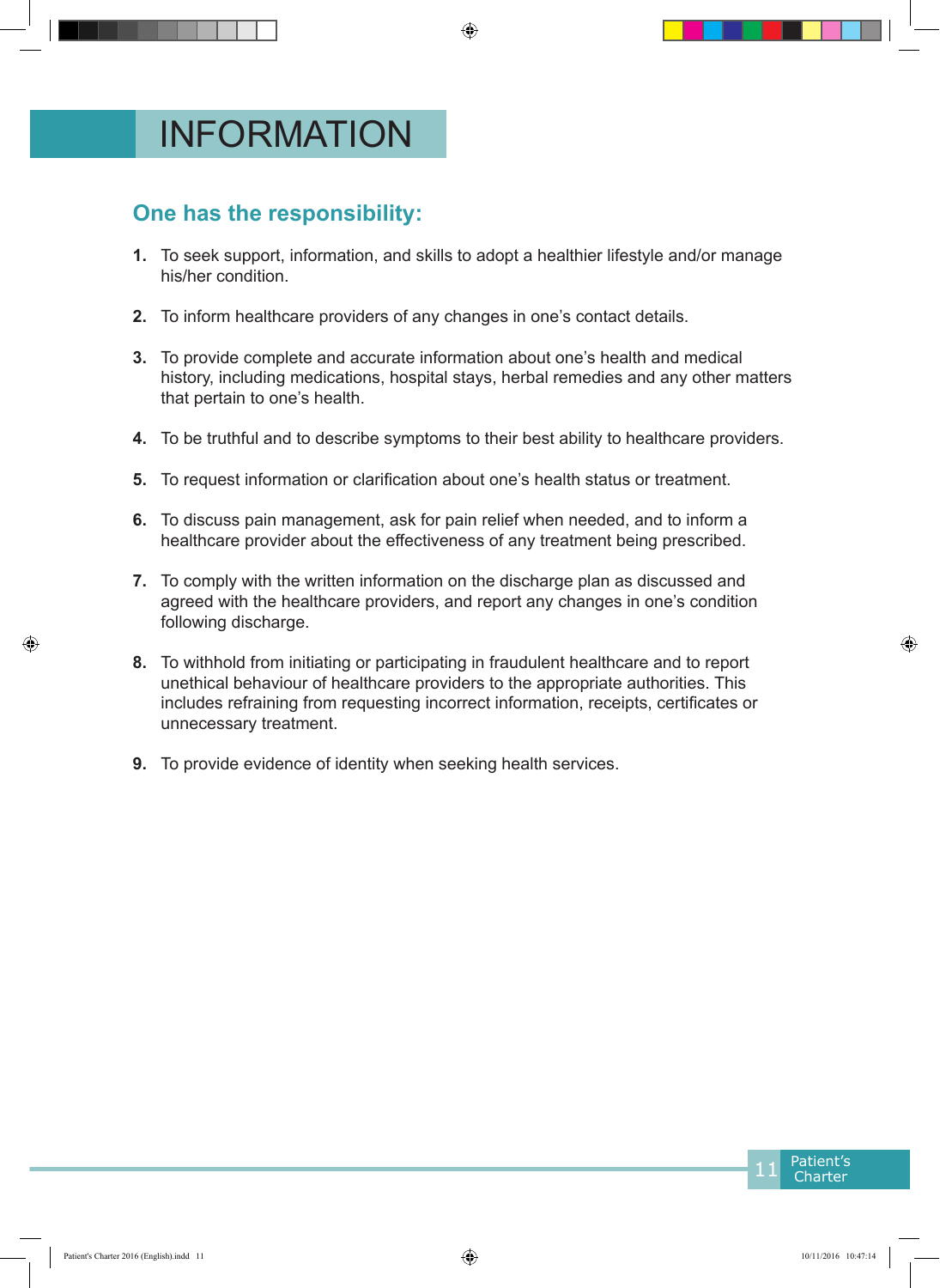# INFORMATION

## One has the responsibility:

1. To seek support, information, and skills to adopt a healthier lifestyle and/or manage his/her condition.

2. To inform healthcare providers of any changes in one's contact details.

3. To provide complete and accurate information about one's health and medical history, including medications, hospital stays, herbal remedies and any other matters that pertain to one's health.

4. To be truthful and to describe symptoms to their best ability to healthcare providers.

5. To request information or clarification about one's health status or treatment.

6. To discuss pain management, ask for pain relief when needed, and to inform a healthcare provider about the effectiveness of any treatment being prescribed.

7. To comply with the written information on the discharge plan as discussed and agreed with the healthcare providers, and report any changes in one's condition following discharge.

8. To withhold from initiating or participating in fraudulent healthcare and to report unethical behaviour of healthcare providers to the appropriate authorities. This includes refraining from requesting incorrect information, receipts, certificates or unnecessary treatment.

9. To provide evidence of identity when seeking health services.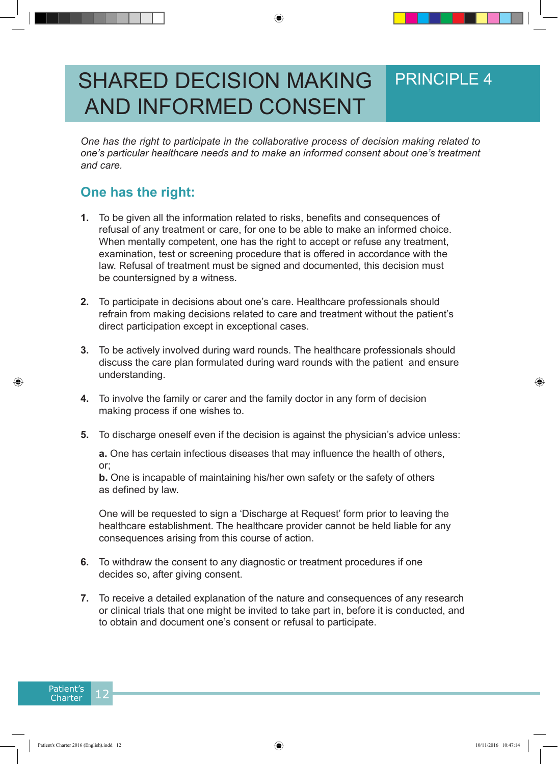# SHARED DECISION MAKING AND INFORMED CONSENT

## PRINCIPLE 4

*One has the right to participate in the collaborative process of decision making related to one's particular healthcare needs and to make an informed consent about one's treatment and care.*

## One has the right:

1. To be given all the information related to risks, benefits and consequences of refusal of any treatment or care, for one to be able to make an informed choice. When mentally competent, one has the right to accept or refuse any treatment, examination, test or screening procedure that is offered in accordance with the law. Refusal of treatment must be signed and documented, this decision must be countersigned by a witness.

2. To participate in decisions about one's care. Healthcare professionals should refrain from making decisions related to care and treatment without the patient's direct participation except in exceptional cases.

3. To be actively involved during ward rounds. The healthcare professionals should discuss the care plan formulated during ward rounds with the patient and ensure understanding.

4. To involve the family or carer and the family doctor in any form of decision making process if one wishes to.

5. To discharge oneself even if the decision is against the physician's advice unless:

   **a.** One has certain infectious diseases that may influence the health of others, or;
   **b.** One is incapable of maintaining his/her own safety or the safety of others as defined by law.

   One will be requested to sign a 'Discharge at Request' form prior to leaving the healthcare establishment. The healthcare provider cannot be held liable for any consequences arising from this course of action.

6. To withdraw the consent to any diagnostic or treatment procedures if one decides so, after giving consent.

7. To receive a detailed explanation of the nature and consequences of any research or clinical trials that one might be invited to take part in, before it is conducted, and to obtain and document one's consent or refusal to participate.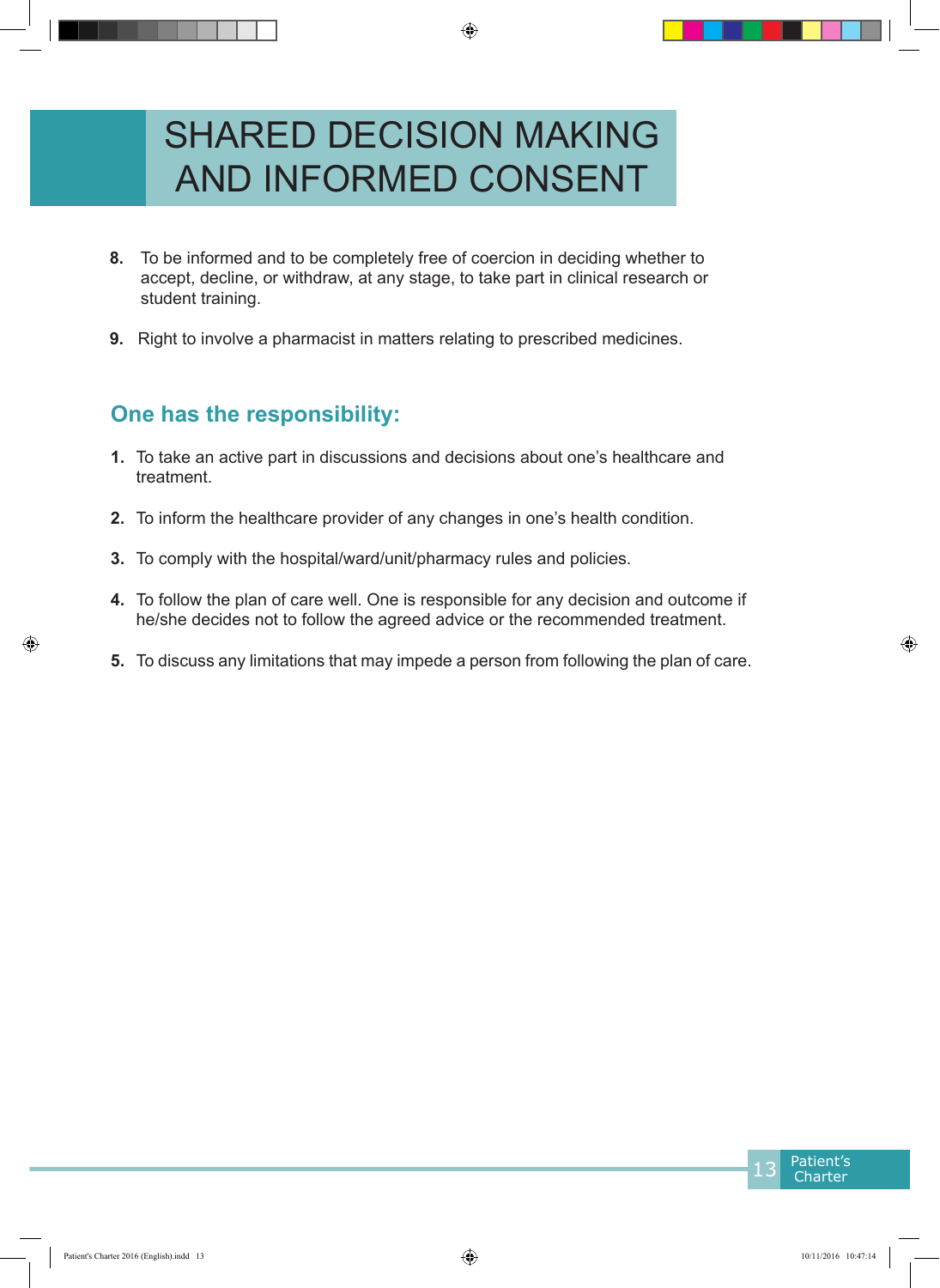# SHARED DECISION MAKING AND INFORMED CONSENT

8. To be informed and to be completely free of coercion in deciding whether to accept, decline, or withdraw, at any stage, to take part in clinical research or student training.

9. Right to involve a pharmacist in matters relating to prescribed medicines.

## One has the responsibility:

1. To take an active part in discussions and decisions about one's healthcare and treatment.

2. To inform the healthcare provider of any changes in one's health condition.

3. To comply with the hospital/ward/unit/pharmacy rules and policies.

4. To follow the plan of care well. One is responsible for any decision and outcome if he/she decides not to follow the agreed advice or the recommended treatment.

5. To discuss any limitations that may impede a person from following the plan of care.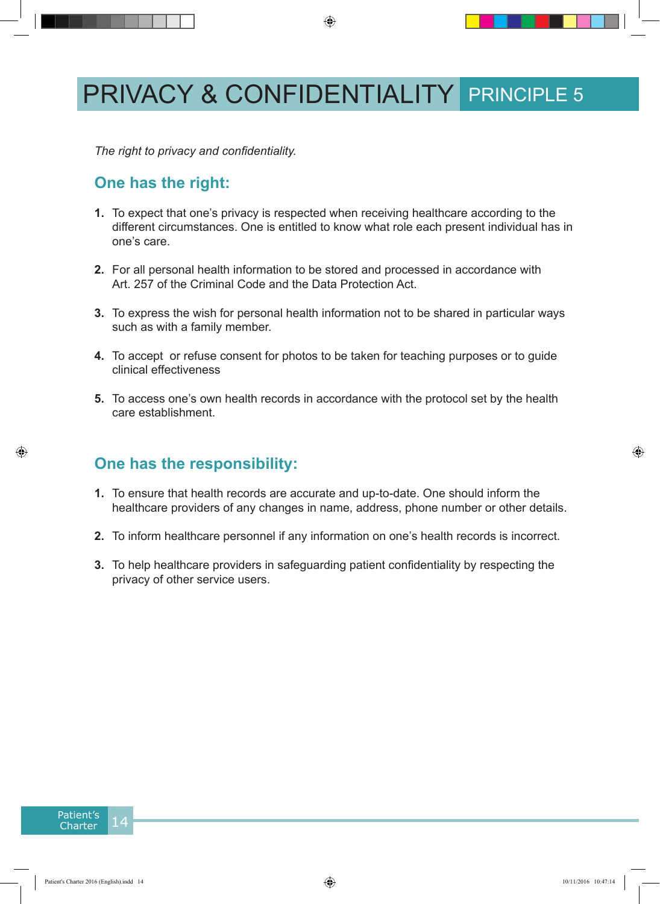# PRIVACY & CONFIDENTIALITY PRINCIPLE 5

*The right to privacy and confidentiality.*

## One has the right:

1. To expect that one's privacy is respected when receiving healthcare according to the different circumstances. One is entitled to know what role each present individual has in one's care.

2. For all personal health information to be stored and processed in accordance with Art. 257 of the Criminal Code and the Data Protection Act.

3. To express the wish for personal health information not to be shared in particular ways such as with a family member.

4. To accept or refuse consent for photos to be taken for teaching purposes or to guide clinical effectiveness

5. To access one's own health records in accordance with the protocol set by the health care establishment.

## One has the responsibility:

1. To ensure that health records are accurate and up-to-date. One should inform the healthcare providers of any changes in name, address, phone number or other details.

2. To inform healthcare personnel if any information on one's health records is incorrect.

3. To help healthcare providers in safeguarding patient confidentiality by respecting the privacy of other service users.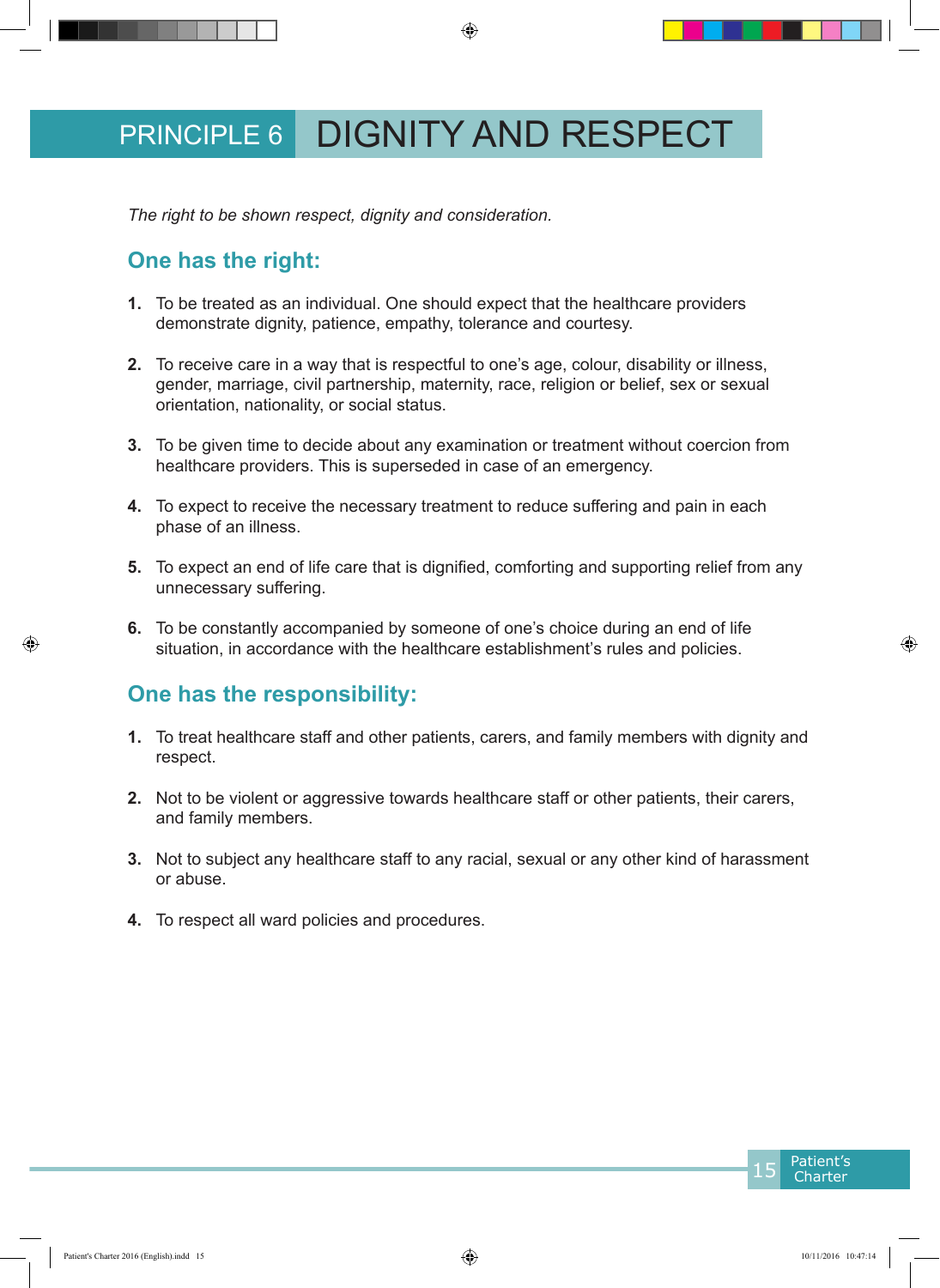# PRINCIPLE 6 DIGNITY AND RESPECT

*The right to be shown respect, dignity and consideration.*

## One has the right:

1. To be treated as an individual. One should expect that the healthcare providers demonstrate dignity, patience, empathy, tolerance and courtesy.
2. To receive care in a way that is respectful to one's age, colour, disability or illness, gender, marriage, civil partnership, maternity, race, religion or belief, sex or sexual orientation, nationality, or social status.
3. To be given time to decide about any examination or treatment without coercion from healthcare providers. This is superseded in case of an emergency.
4. To expect to receive the necessary treatment to reduce suffering and pain in each phase of an illness.
5. To expect an end of life care that is dignified, comforting and supporting relief from any unnecessary suffering.
6. To be constantly accompanied by someone of one's choice during an end of life situation, in accordance with the healthcare establishment's rules and policies.

## One has the responsibility:

1. To treat healthcare staff and other patients, carers, and family members with dignity and respect.
2. Not to be violent or aggressive towards healthcare staff or other patients, their carers, and family members.
3. Not to subject any healthcare staff to any racial, sexual or any other kind of harassment or abuse.
4. To respect all ward policies and procedures.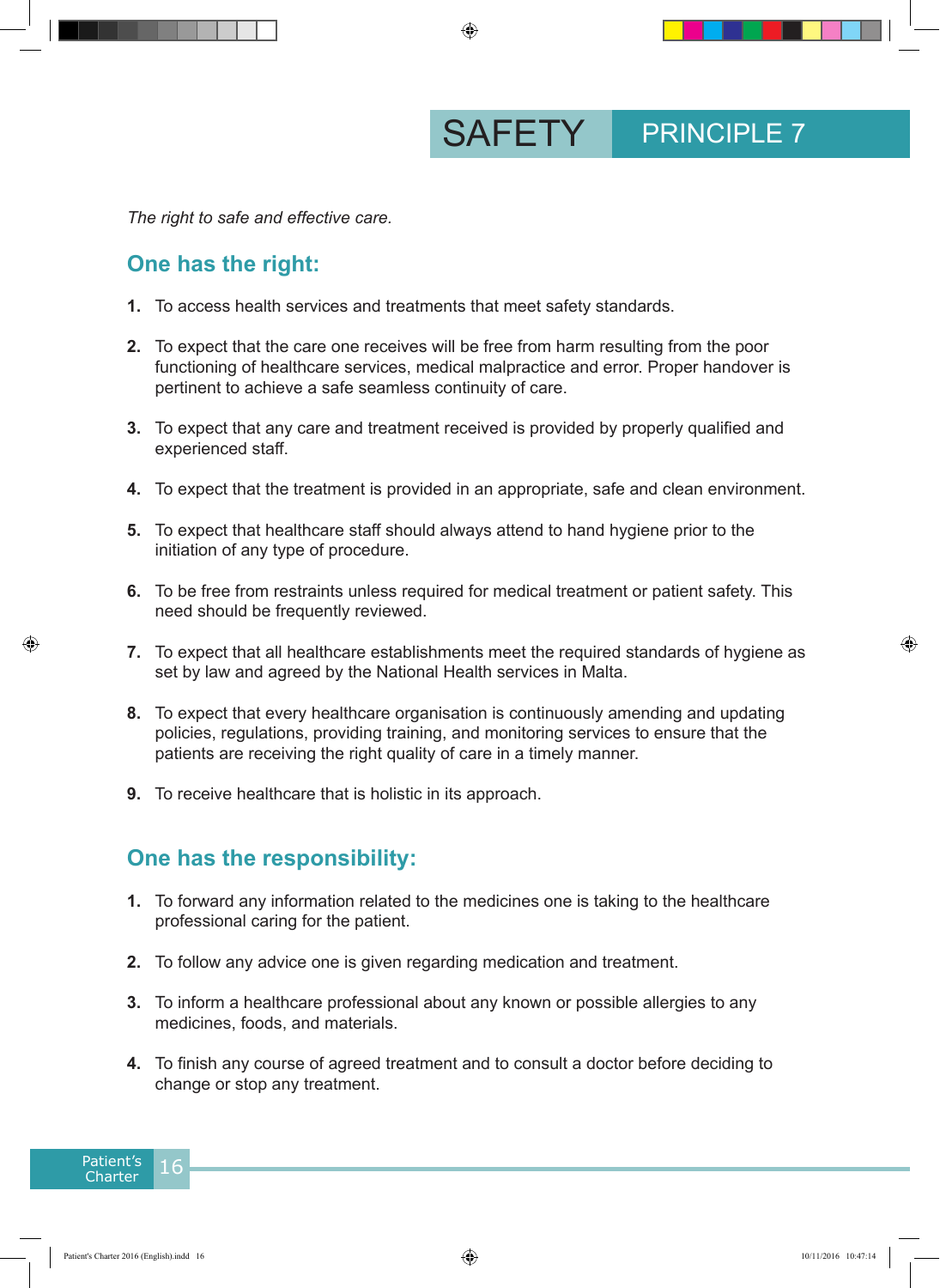# SAFETY PRINCIPLE 7

*The right to safe and effective care.*

## One has the right:

1. To access health services and treatments that meet safety standards.
2. To expect that the care one receives will be free from harm resulting from the poor functioning of healthcare services, medical malpractice and error. Proper handover is pertinent to achieve a safe seamless continuity of care.
3. To expect that any care and treatment received is provided by properly qualified and experienced staff.
4. To expect that the treatment is provided in an appropriate, safe and clean environment.
5. To expect that healthcare staff should always attend to hand hygiene prior to the initiation of any type of procedure.
6. To be free from restraints unless required for medical treatment or patient safety. This need should be frequently reviewed.
7. To expect that all healthcare establishments meet the required standards of hygiene as set by law and agreed by the National Health services in Malta.
8. To expect that every healthcare organisation is continuously amending and updating policies, regulations, providing training, and monitoring services to ensure that the patients are receiving the right quality of care in a timely manner.
9. To receive healthcare that is holistic in its approach.

## One has the responsibility:

1. To forward any information related to the medicines one is taking to the healthcare professional caring for the patient.
2. To follow any advice one is given regarding medication and treatment.
3. To inform a healthcare professional about any known or possible allergies to any medicines, foods, and materials.
4. To finish any course of agreed treatment and to consult a doctor before deciding to change or stop any treatment.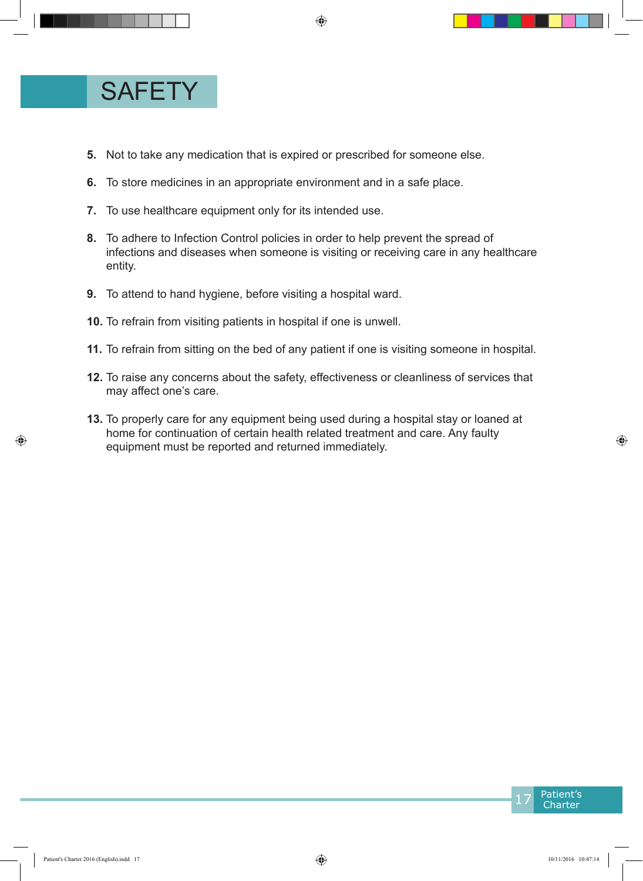# SAFETY

5. Not to take any medication that is expired or prescribed for someone else.
6. To store medicines in an appropriate environment and in a safe place.
7. To use healthcare equipment only for its intended use.
8. To adhere to Infection Control policies in order to help prevent the spread of infections and diseases when someone is visiting or receiving care in any healthcare entity.
9. To attend to hand hygiene, before visiting a hospital ward.
10. To refrain from visiting patients in hospital if one is unwell.
11. To refrain from sitting on the bed of any patient if one is visiting someone in hospital.
12. To raise any concerns about the safety, effectiveness or cleanliness of services that may affect one's care.
13. To properly care for any equipment being used during a hospital stay or loaned at home for continuation of certain health related treatment and care. Any faulty equipment must be reported and returned immediately.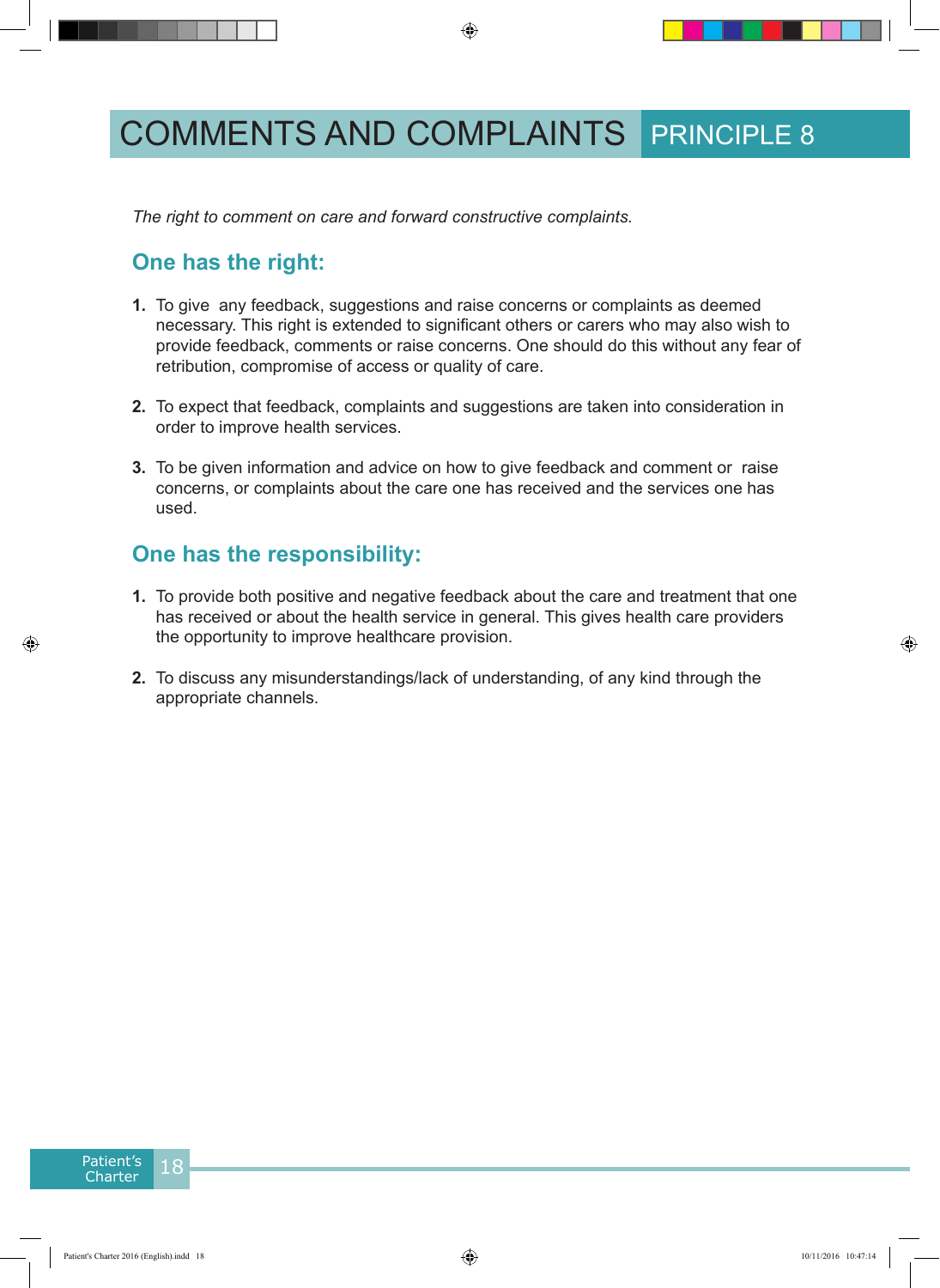# COMMENTS AND COMPLAINTS PRINCIPLE 8

*The right to comment on care and forward constructive complaints.*

## One has the right:

1. To give any feedback, suggestions and raise concerns or complaints as deemed necessary. This right is extended to significant others or carers who may also wish to provide feedback, comments or raise concerns. One should do this without any fear of retribution, compromise of access or quality of care.

2. To expect that feedback, complaints and suggestions are taken into consideration in order to improve health services.

3. To be given information and advice on how to give feedback and comment or raise concerns, or complaints about the care one has received and the services one has used.

## One has the responsibility:

1. To provide both positive and negative feedback about the care and treatment that one has received or about the health service in general. This gives health care providers the opportunity to improve healthcare provision.

2. To discuss any misunderstandings/lack of understanding, of any kind through the appropriate channels.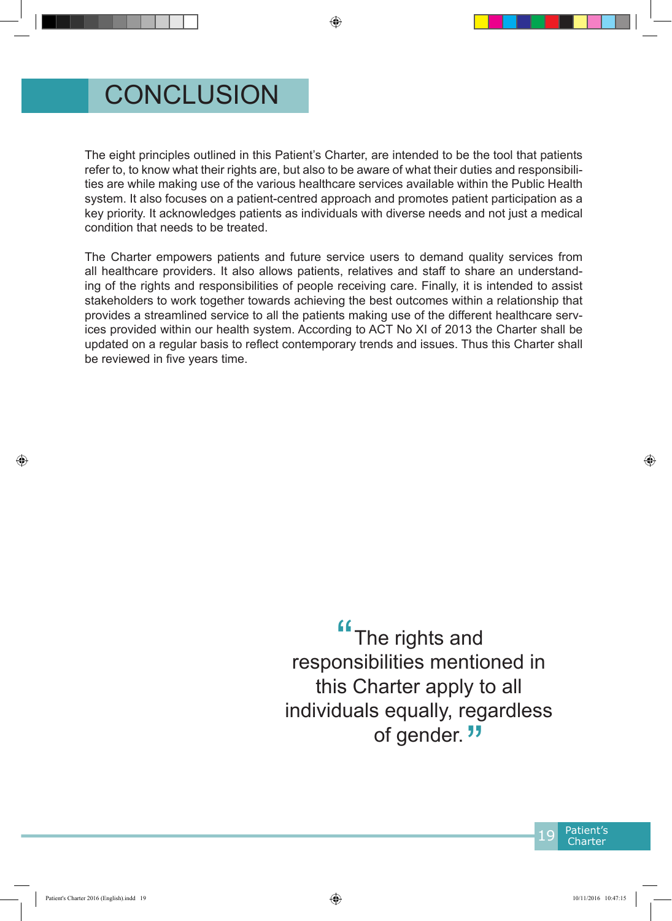# CONCLUSION

The eight principles outlined in this Patient's Charter, are intended to be the tool that patients refer to, to know what their rights are, but also to be aware of what their duties and responsibilities are while making use of the various healthcare services available within the Public Health system. It also focuses on a patient-centred approach and promotes patient participation as a key priority. It acknowledges patients as individuals with diverse needs and not just a medical condition that needs to be treated.

The Charter empowers patients and future service users to demand quality services from all healthcare providers. It also allows patients, relatives and staff to share an understanding of the rights and responsibilities of people receiving care. Finally, it is intended to assist stakeholders to work together towards achieving the best outcomes within a relationship that provides a streamlined service to all the patients making use of the different healthcare services provided within our health system. According to ACT No XI of 2013 the Charter shall be updated on a regular basis to reflect contemporary trends and issues. Thus this Charter shall be reviewed in five years time.

> "The rights and responsibilities mentioned in this Charter apply to all individuals equally, regardless of gender."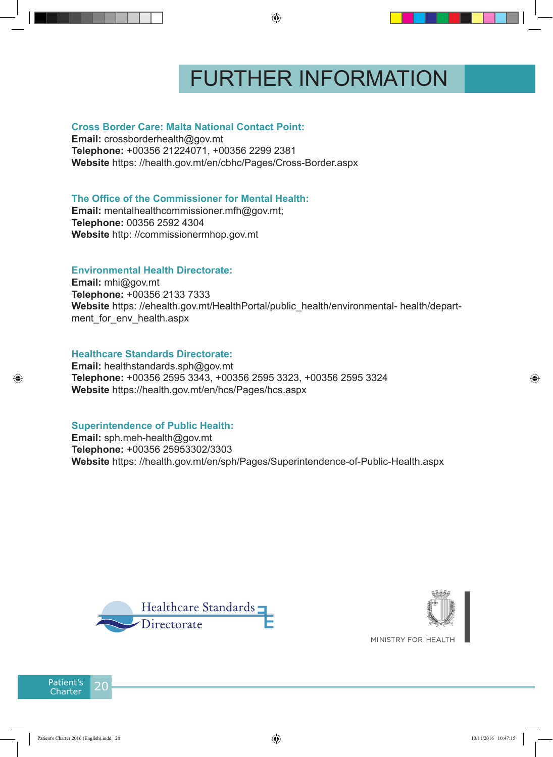# FURTHER INFORMATION

### Cross Border Care: Malta National Contact Point:

**Email:** crossborderhealth@gov.mt
**Telephone:** +00356 21224071, +00356 2299 2381
**Website** https: //health.gov.mt/en/cbhc/Pages/Cross-Border.aspx

### The Office of the Commissioner for Mental Health:

**Email:** mentalhealthcommissioner.mfh@gov.mt;
**Telephone:** 00356 2592 4304
**Website** http: //commissionermhop.gov.mt

### Environmental Health Directorate:

**Email:** mhi@gov.mt
**Telephone:** +00356 2133 7333
**Website** https: //ehealth.gov.mt/HealthPortal/public_health/environmental- health/department_for_env_health.aspx

### Healthcare Standards Directorate:

**Email:** healthstandards.sph@gov.mt
**Telephone:** +00356 2595 3343, +00356 2595 3323, +00356 2595 3324
**Website** https://health.gov.mt/en/hcs/Pages/hcs.aspx

### Superintendence of Public Health:

**Email:** sph.meh-health@gov.mt
**Telephone:** +00356 25953302/3303
**Website** https: //health.gov.mt/en/sph/Pages/Superintendence-of-Public-Health.aspx

Healthcare Standards Directorate

MINISTRY FOR HEALTH